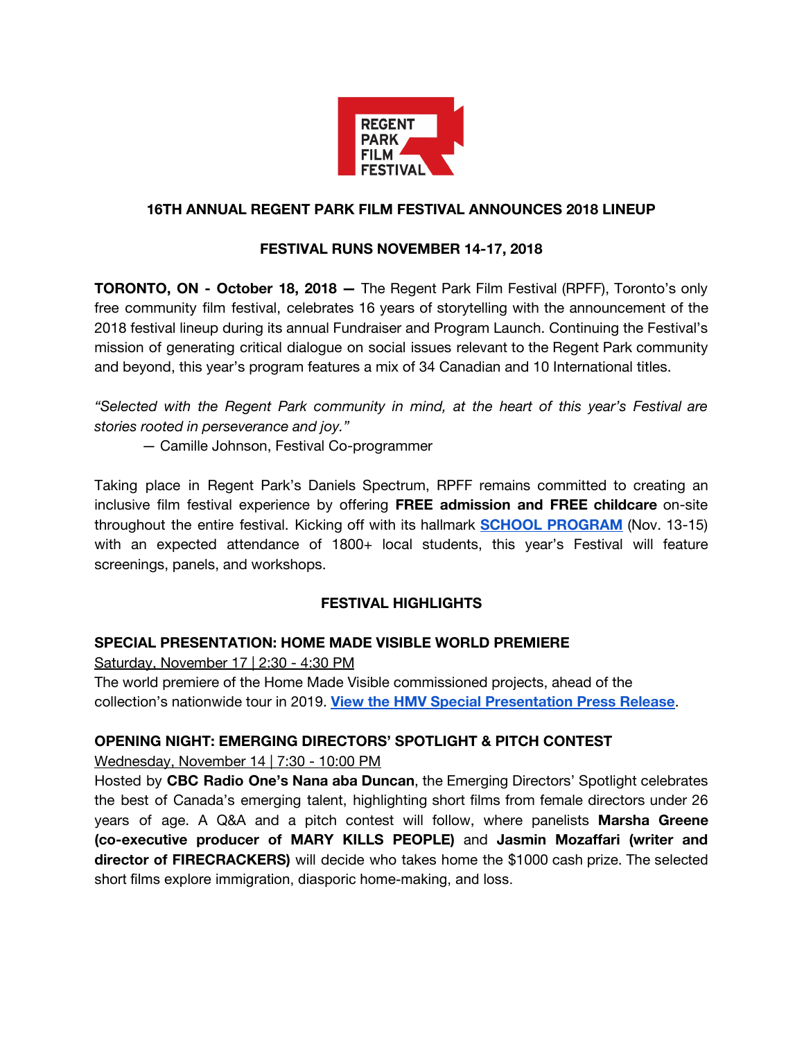# 16TH ANNUAL REGENT PARK FILM FESTIVAL ANNOUNCES 2018 LINEUP

## FESTIVAL RUNS NOVEMBER 14-17, 2018

**TORONTO, ON - October 18, 2018 —** The Regent Park Film Festival (RPFF), Toronto's only free community film festival, celebrates 16 years of storytelling with the announcement of the 2018 festival lineup during its annual Fundraiser and Program Launch. Continuing the Festival's mission of generating critical dialogue on social issues relevant to the Regent Park community and beyond, this year's program features a mix of 34 Canadian and 10 International titles.

*"Selected with the Regent Park community in mind, at the heart of this year's Festival are stories rooted in perseverance and joy."*

— Camille Johnson, Festival Co-programmer

Taking place in Regent Park's Daniels Spectrum, RPFF remains committed to creating an inclusive film festival experience by offering **FREE admission and FREE childcare** on-site throughout the entire festival. Kicking off with its hallmark **SCHOOL PROGRAM** (Nov. 13-15) with an expected attendance of 1800+ local students, this year's Festival will feature screenings, panels, and workshops.

## FESTIVAL HIGHLIGHTS

### SPECIAL PRESENTATION: HOME MADE VISIBLE WORLD PREMIERE

Saturday, November 17 | 2:30 - 4:30 PM

The world premiere of the Home Made Visible commissioned projects, ahead of the collection's nationwide tour in 2019. **View the HMV Special Presentation Press Release**.

### OPENING NIGHT: EMERGING DIRECTORS' SPOTLIGHT & PITCH CONTEST

Wednesday, November 14 | 7:30 - 10:00 PM

Hosted by **CBC Radio One's Nana aba Duncan**, the Emerging Directors' Spotlight celebrates the best of Canada's emerging talent, highlighting short films from female directors under 26 years of age. A Q&A and a pitch contest will follow, where panelists **Marsha Greene (co-executive producer of MARY KILLS PEOPLE)** and **Jasmin Mozaffari (writer and director of FIRECRACKERS)** will decide who takes home the $1000 cash prize. The selected short films explore immigration, diasporic home-making, and loss.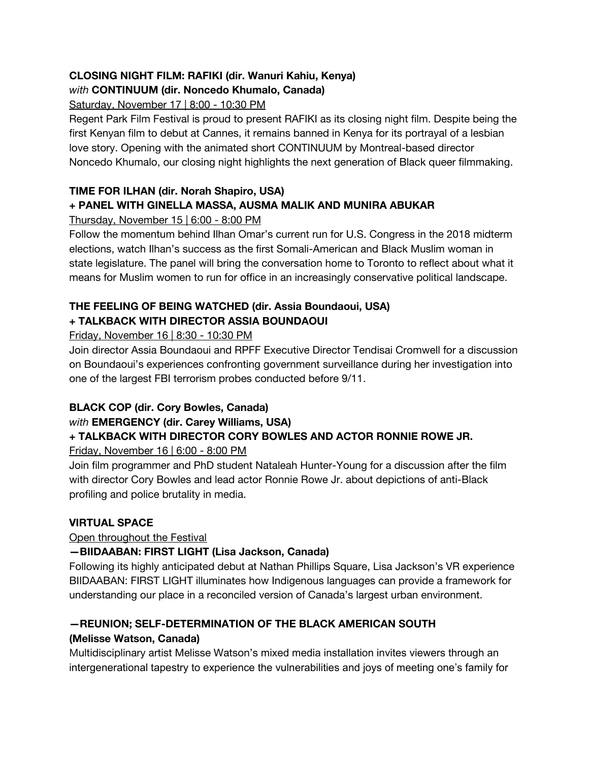**CLOSING NIGHT FILM: RAFIKI (dir. Wanuri Kahiu, Kenya)**
*with* **CONTINUUM (dir. Noncedo Khumalo, Canada)**

Saturday, November 17 | 8:00 - 10:30 PM

Regent Park Film Festival is proud to present RAFIKI as its closing night film. Despite being the first Kenyan film to debut at Cannes, it remains banned in Kenya for its portrayal of a lesbian love story. Opening with the animated short CONTINUUM by Montreal-based director Noncedo Khumalo, our closing night highlights the next generation of Black queer filmmaking.

**TIME FOR ILHAN (dir. Norah Shapiro, USA)**
**+ PANEL WITH GINELLA MASSA, AUSMA MALIK AND MUNIRA ABUKAR**

Thursday, November 15 | 6:00 - 8:00 PM

Follow the momentum behind Ilhan Omar's current run for U.S. Congress in the 2018 midterm elections, watch Ilhan's success as the first Somali-American and Black Muslim woman in state legislature. The panel will bring the conversation home to Toronto to reflect about what it means for Muslim women to run for office in an increasingly conservative political landscape.

**THE FEELING OF BEING WATCHED (dir. Assia Boundaoui, USA)**
**+ TALKBACK WITH DIRECTOR ASSIA BOUNDAOUI**

Friday, November 16 | 8:30 - 10:30 PM

Join director Assia Boundaoui and RPFF Executive Director Tendisai Cromwell for a discussion on Boundaoui's experiences confronting government surveillance during her investigation into one of the largest FBI terrorism probes conducted before 9/11.

**BLACK COP (dir. Cory Bowles, Canada)**
*with* **EMERGENCY (dir. Carey Williams, USA)**
**+ TALKBACK WITH DIRECTOR CORY BOWLES AND ACTOR RONNIE ROWE JR.**

Friday, November 16 | 6:00 - 8:00 PM

Join film programmer and PhD student Nataleah Hunter-Young for a discussion after the film with director Cory Bowles and lead actor Ronnie Rowe Jr. about depictions of anti-Black profiling and police brutality in media.

**VIRTUAL SPACE**

Open throughout the Festival

**—BIIDAABAN: FIRST LIGHT (Lisa Jackson, Canada)**

Following its highly anticipated debut at Nathan Phillips Square, Lisa Jackson's VR experience BIIDAABAN: FIRST LIGHT illuminates how Indigenous languages can provide a framework for understanding our place in a reconciled version of Canada's largest urban environment.

**—REUNION; SELF-DETERMINATION OF THE BLACK AMERICAN SOUTH**
**(Melisse Watson, Canada)**

Multidisciplinary artist Melisse Watson's mixed media installation invites viewers through an intergenerational tapestry to experience the vulnerabilities and joys of meeting one's family for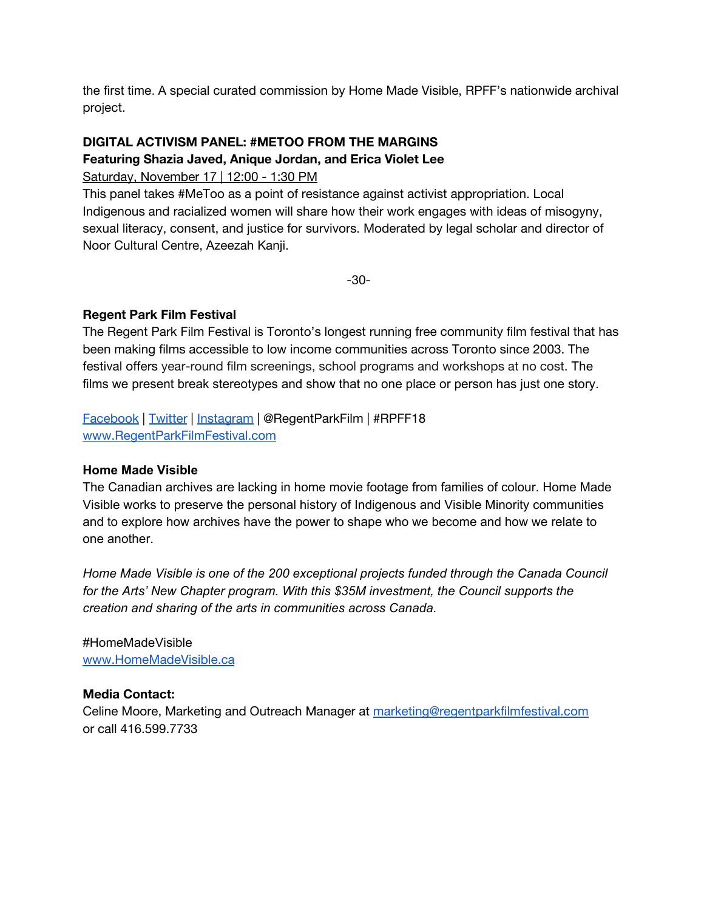the first time. A special curated commission by Home Made Visible, RPFF's nationwide archival project.

**DIGITAL ACTIVISM PANEL: #METOO FROM THE MARGINS**
**Featuring Shazia Javed, Anique Jordan, and Erica Violet Lee**
Saturday, November 17 | 12:00 - 1:30 PM
This panel takes #MeToo as a point of resistance against activist appropriation. Local Indigenous and racialized women will share how their work engages with ideas of misogyny, sexual literacy, consent, and justice for survivors. Moderated by legal scholar and director of Noor Cultural Centre, Azeezah Kanji.

-30-

**Regent Park Film Festival**
The Regent Park Film Festival is Toronto's longest running free community film festival that has been making films accessible to low income communities across Toronto since 2003. The festival offers year-round film screenings, school programs and workshops at no cost. The films we present break stereotypes and show that no one place or person has just one story.

Facebook | Twitter | Instagram | @RegentParkFilm | #RPFF18
www.RegentParkFilmFestival.com

**Home Made Visible**
The Canadian archives are lacking in home movie footage from families of colour. Home Made Visible works to preserve the personal history of Indigenous and Visible Minority communities and to explore how archives have the power to shape who we become and how we relate to one another.

*Home Made Visible is one of the 200 exceptional projects funded through the Canada Council for the Arts' New Chapter program. With this $35M investment, the Council supports the creation and sharing of the arts in communities across Canada.*

#HomeMadeVisible
www.HomeMadeVisible.ca

**Media Contact:**
Celine Moore, Marketing and Outreach Manager at marketing@regentparkfilmfestival.com or call 416.599.7733